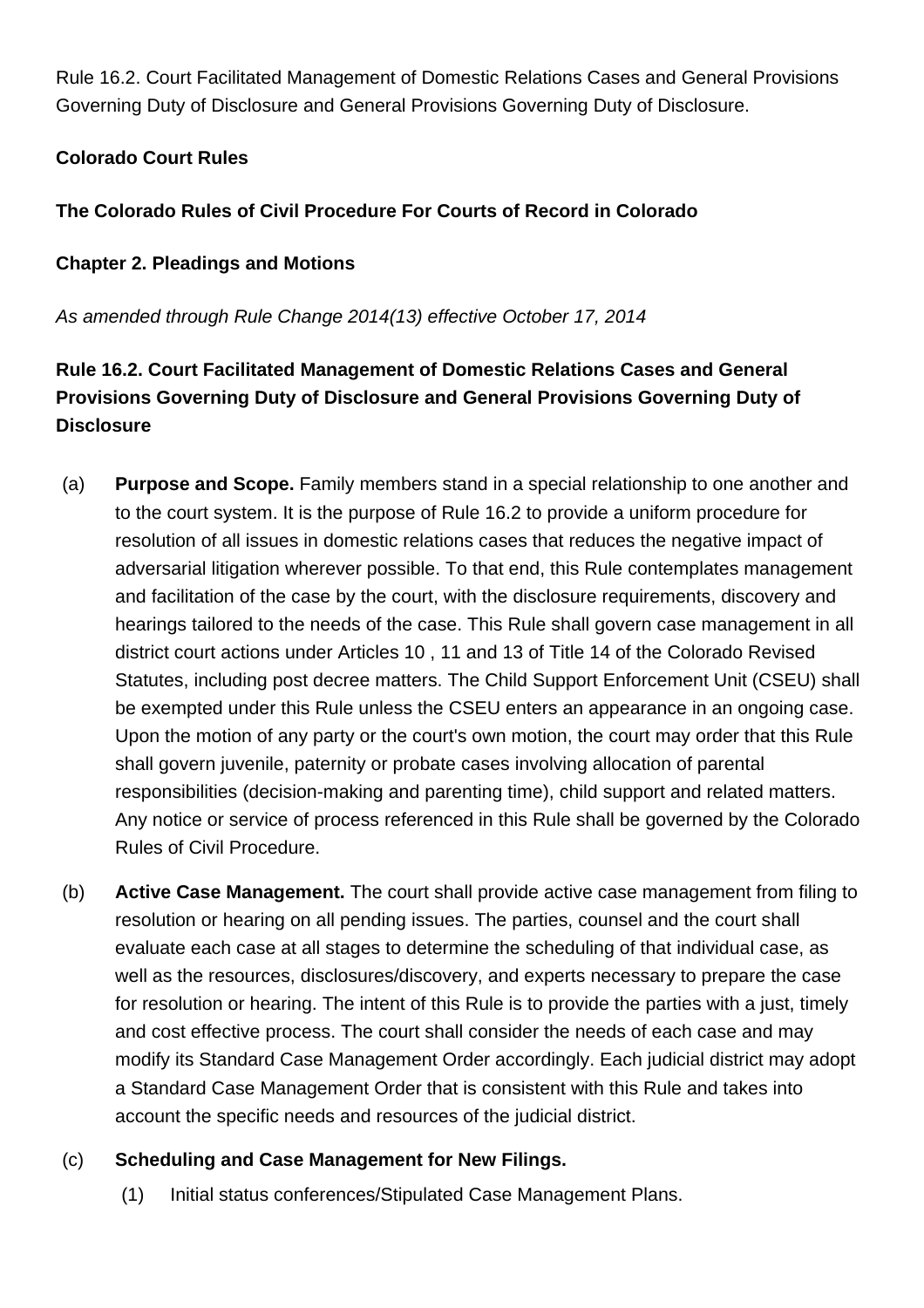Rule 16.2. Court Facilitated Management of Domestic Relations Cases and General Provisions Governing Duty of Disclosure and General Provisions Governing Duty of Disclosure.

**Colorado Court Rules**

**The Colorado Rules of Civil Procedure For Courts of Record in Colorado**

**Chapter 2. Pleadings and Motions**

*As amended through Rule Change 2014(13) effective October 17, 2014*

## Rule 16.2. Court Facilitated Management of Domestic Relations Cases and General Provisions Governing Duty of Disclosure and General Provisions Governing Duty of Disclosure

(a) **Purpose and Scope.** Family members stand in a special relationship to one another and to the court system. It is the purpose of Rule 16.2 to provide a uniform procedure for resolution of all issues in domestic relations cases that reduces the negative impact of adversarial litigation wherever possible. To that end, this Rule contemplates management and facilitation of the case by the court, with the disclosure requirements, discovery and hearings tailored to the needs of the case. This Rule shall govern case management in all district court actions under Articles 10 , 11 and 13 of Title 14 of the Colorado Revised Statutes, including post decree matters. The Child Support Enforcement Unit (CSEU) shall be exempted under this Rule unless the CSEU enters an appearance in an ongoing case. Upon the motion of any party or the court's own motion, the court may order that this Rule shall govern juvenile, paternity or probate cases involving allocation of parental responsibilities (decision-making and parenting time), child support and related matters. Any notice or service of process referenced in this Rule shall be governed by the Colorado Rules of Civil Procedure.

(b) **Active Case Management.** The court shall provide active case management from filing to resolution or hearing on all pending issues. The parties, counsel and the court shall evaluate each case at all stages to determine the scheduling of that individual case, as well as the resources, disclosures/discovery, and experts necessary to prepare the case for resolution or hearing. The intent of this Rule is to provide the parties with a just, timely and cost effective process. The court shall consider the needs of each case and may modify its Standard Case Management Order accordingly. Each judicial district may adopt a Standard Case Management Order that is consistent with this Rule and takes into account the specific needs and resources of the judicial district.

(c) **Scheduling and Case Management for New Filings.**

(1) Initial status conferences/Stipulated Case Management Plans.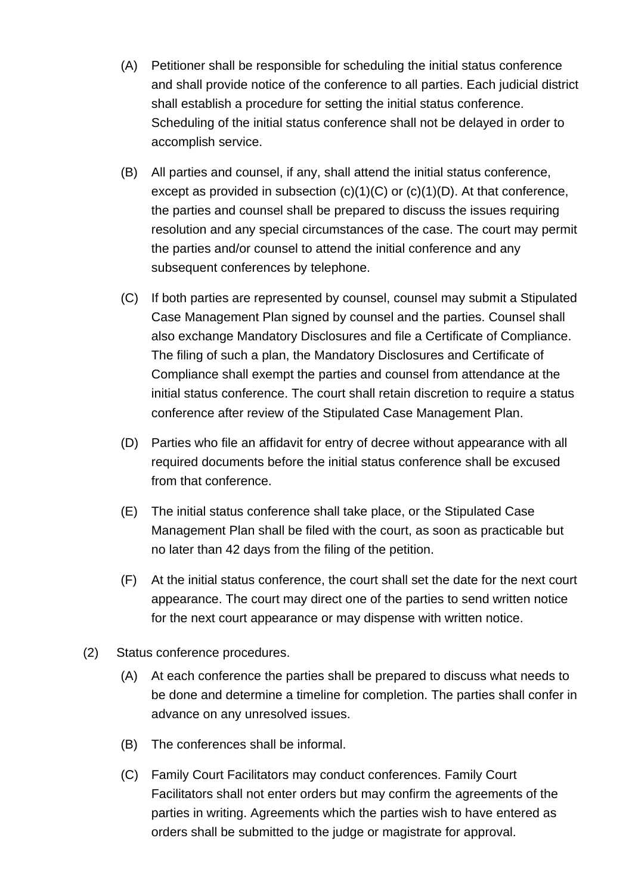(A) Petitioner shall be responsible for scheduling the initial status conference and shall provide notice of the conference to all parties. Each judicial district shall establish a procedure for setting the initial status conference. Scheduling of the initial status conference shall not be delayed in order to accomplish service.

(B) All parties and counsel, if any, shall attend the initial status conference, except as provided in subsection (c)(1)(C) or (c)(1)(D). At that conference, the parties and counsel shall be prepared to discuss the issues requiring resolution and any special circumstances of the case. The court may permit the parties and/or counsel to attend the initial conference and any subsequent conferences by telephone.

(C) If both parties are represented by counsel, counsel may submit a Stipulated Case Management Plan signed by counsel and the parties. Counsel shall also exchange Mandatory Disclosures and file a Certificate of Compliance. The filing of such a plan, the Mandatory Disclosures and Certificate of Compliance shall exempt the parties and counsel from attendance at the initial status conference. The court shall retain discretion to require a status conference after review of the Stipulated Case Management Plan.

(D) Parties who file an affidavit for entry of decree without appearance with all required documents before the initial status conference shall be excused from that conference.

(E) The initial status conference shall take place, or the Stipulated Case Management Plan shall be filed with the court, as soon as practicable but no later than 42 days from the filing of the petition.

(F) At the initial status conference, the court shall set the date for the next court appearance. The court may direct one of the parties to send written notice for the next court appearance or may dispense with written notice.

(2) Status conference procedures.

(A) At each conference the parties shall be prepared to discuss what needs to be done and determine a timeline for completion. The parties shall confer in advance on any unresolved issues.

(B) The conferences shall be informal.

(C) Family Court Facilitators may conduct conferences. Family Court Facilitators shall not enter orders but may confirm the agreements of the parties in writing. Agreements which the parties wish to have entered as orders shall be submitted to the judge or magistrate for approval.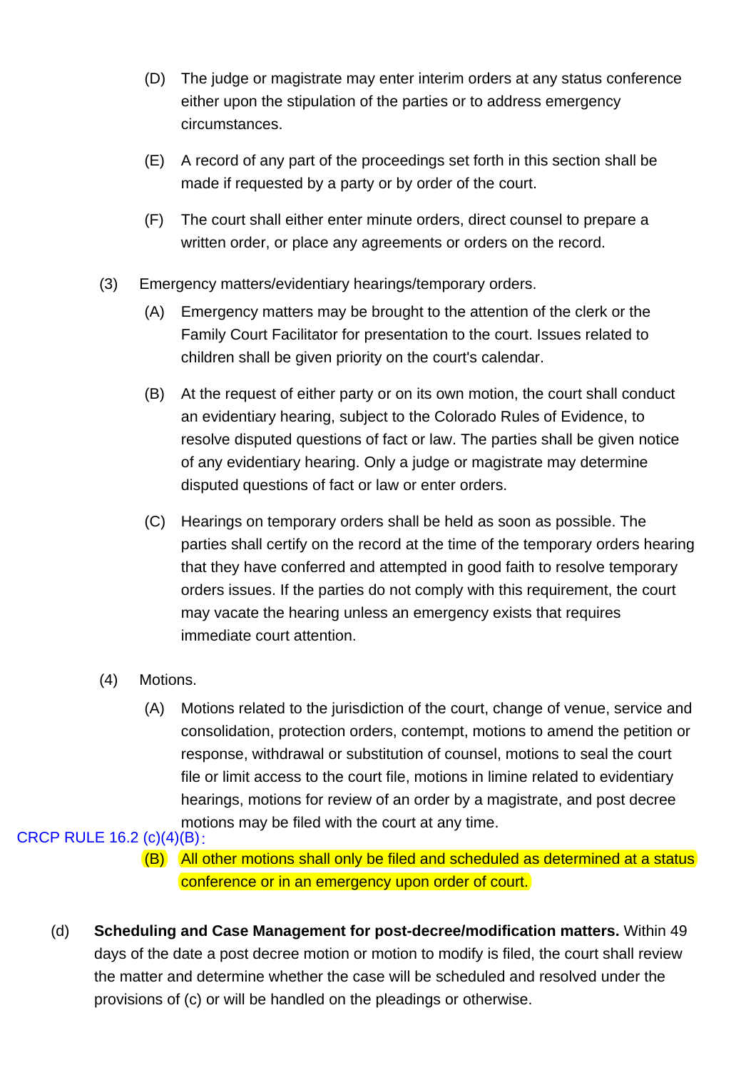(D) The judge or magistrate may enter interim orders at any status conference either upon the stipulation of the parties or to address emergency circumstances.

(E) A record of any part of the proceedings set forth in this section shall be made if requested by a party or by order of the court.

(F) The court shall either enter minute orders, direct counsel to prepare a written order, or place any agreements or orders on the record.

(3) Emergency matters/evidentiary hearings/temporary orders.

(A) Emergency matters may be brought to the attention of the clerk or the Family Court Facilitator for presentation to the court. Issues related to children shall be given priority on the court's calendar.

(B) At the request of either party or on its own motion, the court shall conduct an evidentiary hearing, subject to the Colorado Rules of Evidence, to resolve disputed questions of fact or law. The parties shall be given notice of any evidentiary hearing. Only a judge or magistrate may determine disputed questions of fact or law or enter orders.

(C) Hearings on temporary orders shall be held as soon as possible. The parties shall certify on the record at the time of the temporary orders hearing that they have conferred and attempted in good faith to resolve temporary orders issues. If the parties do not comply with this requirement, the court may vacate the hearing unless an emergency exists that requires immediate court attention.

(4) Motions.

(A) Motions related to the jurisdiction of the court, change of venue, service and consolidation, protection orders, contempt, motions to amend the petition or response, withdrawal or substitution of counsel, motions to seal the court file or limit access to the court file, motions in limine related to evidentiary hearings, motions for review of an order by a magistrate, and post decree motions may be filed with the court at any time.

CRCP RULE 16.2 (c)(4)(B):

(B) All other motions shall only be filed and scheduled as determined at a status conference or in an emergency upon order of court.

(d) **Scheduling and Case Management for post-decree/modification matters.** Within 49 days of the date a post decree motion or motion to modify is filed, the court shall review the matter and determine whether the case will be scheduled and resolved under the provisions of (c) or will be handled on the pleadings or otherwise.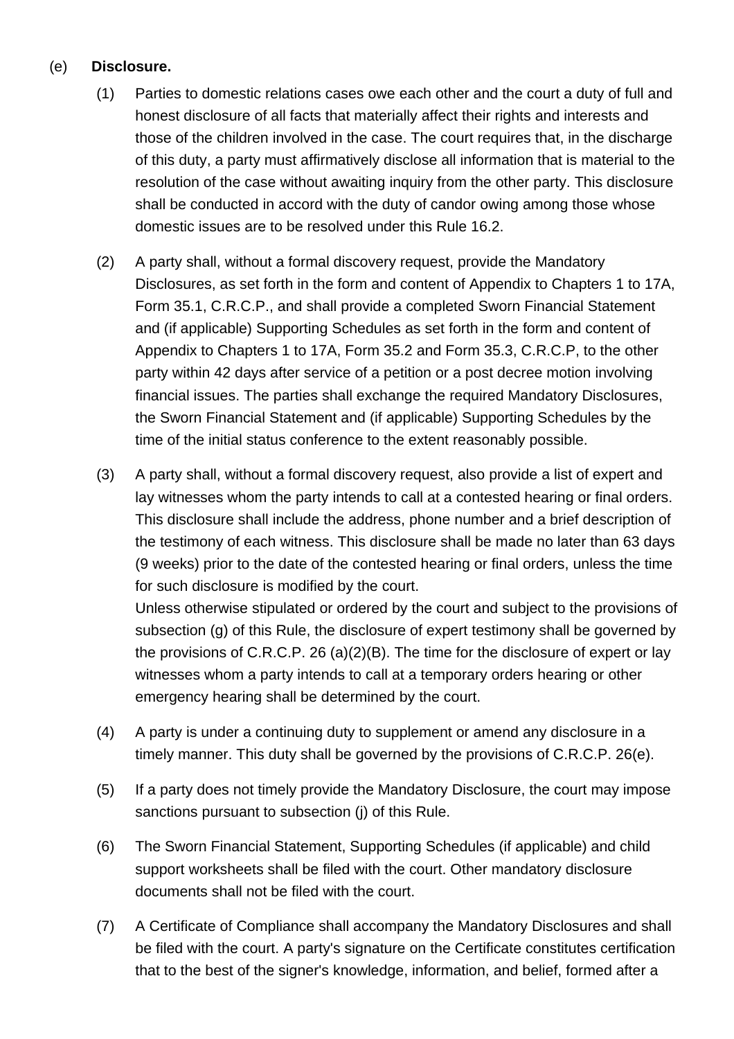(e) **Disclosure.**

(1) Parties to domestic relations cases owe each other and the court a duty of full and honest disclosure of all facts that materially affect their rights and interests and those of the children involved in the case. The court requires that, in the discharge of this duty, a party must affirmatively disclose all information that is material to the resolution of the case without awaiting inquiry from the other party. This disclosure shall be conducted in accord with the duty of candor owing among those whose domestic issues are to be resolved under this Rule 16.2.

(2) A party shall, without a formal discovery request, provide the Mandatory Disclosures, as set forth in the form and content of Appendix to Chapters 1 to 17A, Form 35.1, C.R.C.P., and shall provide a completed Sworn Financial Statement and (if applicable) Supporting Schedules as set forth in the form and content of Appendix to Chapters 1 to 17A, Form 35.2 and Form 35.3, C.R.C.P, to the other party within 42 days after service of a petition or a post decree motion involving financial issues. The parties shall exchange the required Mandatory Disclosures, the Sworn Financial Statement and (if applicable) Supporting Schedules by the time of the initial status conference to the extent reasonably possible.

(3) A party shall, without a formal discovery request, also provide a list of expert and lay witnesses whom the party intends to call at a contested hearing or final orders. This disclosure shall include the address, phone number and a brief description of the testimony of each witness. This disclosure shall be made no later than 63 days (9 weeks) prior to the date of the contested hearing or final orders, unless the time for such disclosure is modified by the court.
Unless otherwise stipulated or ordered by the court and subject to the provisions of subsection (g) of this Rule, the disclosure of expert testimony shall be governed by the provisions of C.R.C.P. 26 (a)(2)(B). The time for the disclosure of expert or lay witnesses whom a party intends to call at a temporary orders hearing or other emergency hearing shall be determined by the court.

(4) A party is under a continuing duty to supplement or amend any disclosure in a timely manner. This duty shall be governed by the provisions of C.R.C.P. 26(e).

(5) If a party does not timely provide the Mandatory Disclosure, the court may impose sanctions pursuant to subsection (j) of this Rule.

(6) The Sworn Financial Statement, Supporting Schedules (if applicable) and child support worksheets shall be filed with the court. Other mandatory disclosure documents shall not be filed with the court.

(7) A Certificate of Compliance shall accompany the Mandatory Disclosures and shall be filed with the court. A party's signature on the Certificate constitutes certification that to the best of the signer's knowledge, information, and belief, formed after a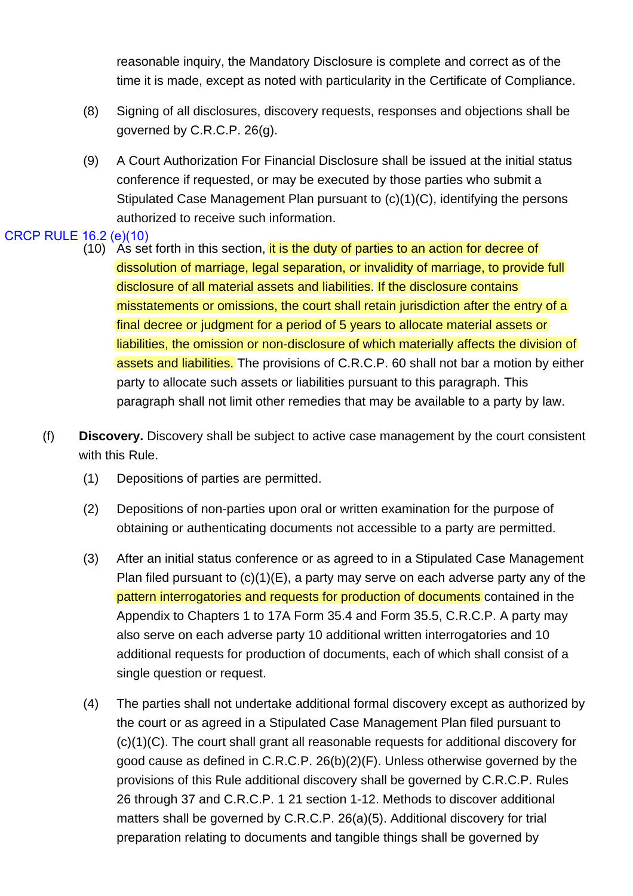reasonable inquiry, the Mandatory Disclosure is complete and correct as of the time it is made, except as noted with particularity in the Certificate of Compliance.

(8) Signing of all disclosures, discovery requests, responses and objections shall be governed by C.R.C.P. 26(g).

(9) A Court Authorization For Financial Disclosure shall be issued at the initial status conference if requested, or may be executed by those parties who submit a Stipulated Case Management Plan pursuant to (c)(1)(C), identifying the persons authorized to receive such information.

CRCP RULE 16.2 (e)(10)

(10) As set forth in this section, it is the duty of parties to an action for decree of dissolution of marriage, legal separation, or invalidity of marriage, to provide full disclosure of all material assets and liabilities. If the disclosure contains misstatements or omissions, the court shall retain jurisdiction after the entry of a final decree or judgment for a period of 5 years to allocate material assets or liabilities, the omission or non-disclosure of which materially affects the division of assets and liabilities. The provisions of C.R.C.P. 60 shall not bar a motion by either party to allocate such assets or liabilities pursuant to this paragraph. This paragraph shall not limit other remedies that may be available to a party by law.

(f) **Discovery.** Discovery shall be subject to active case management by the court consistent with this Rule.

(1) Depositions of parties are permitted.

(2) Depositions of non-parties upon oral or written examination for the purpose of obtaining or authenticating documents not accessible to a party are permitted.

(3) After an initial status conference or as agreed to in a Stipulated Case Management Plan filed pursuant to (c)(1)(E), a party may serve on each adverse party any of the pattern interrogatories and requests for production of documents contained in the Appendix to Chapters 1 to 17A Form 35.4 and Form 35.5, C.R.C.P. A party may also serve on each adverse party 10 additional written interrogatories and 10 additional requests for production of documents, each of which shall consist of a single question or request.

(4) The parties shall not undertake additional formal discovery except as authorized by the court or as agreed in a Stipulated Case Management Plan filed pursuant to (c)(1)(C). The court shall grant all reasonable requests for additional discovery for good cause as defined in C.R.C.P. 26(b)(2)(F). Unless otherwise governed by the provisions of this Rule additional discovery shall be governed by C.R.C.P. Rules 26 through 37 and C.R.C.P. 1 21 section 1-12. Methods to discover additional matters shall be governed by C.R.C.P. 26(a)(5). Additional discovery for trial preparation relating to documents and tangible things shall be governed by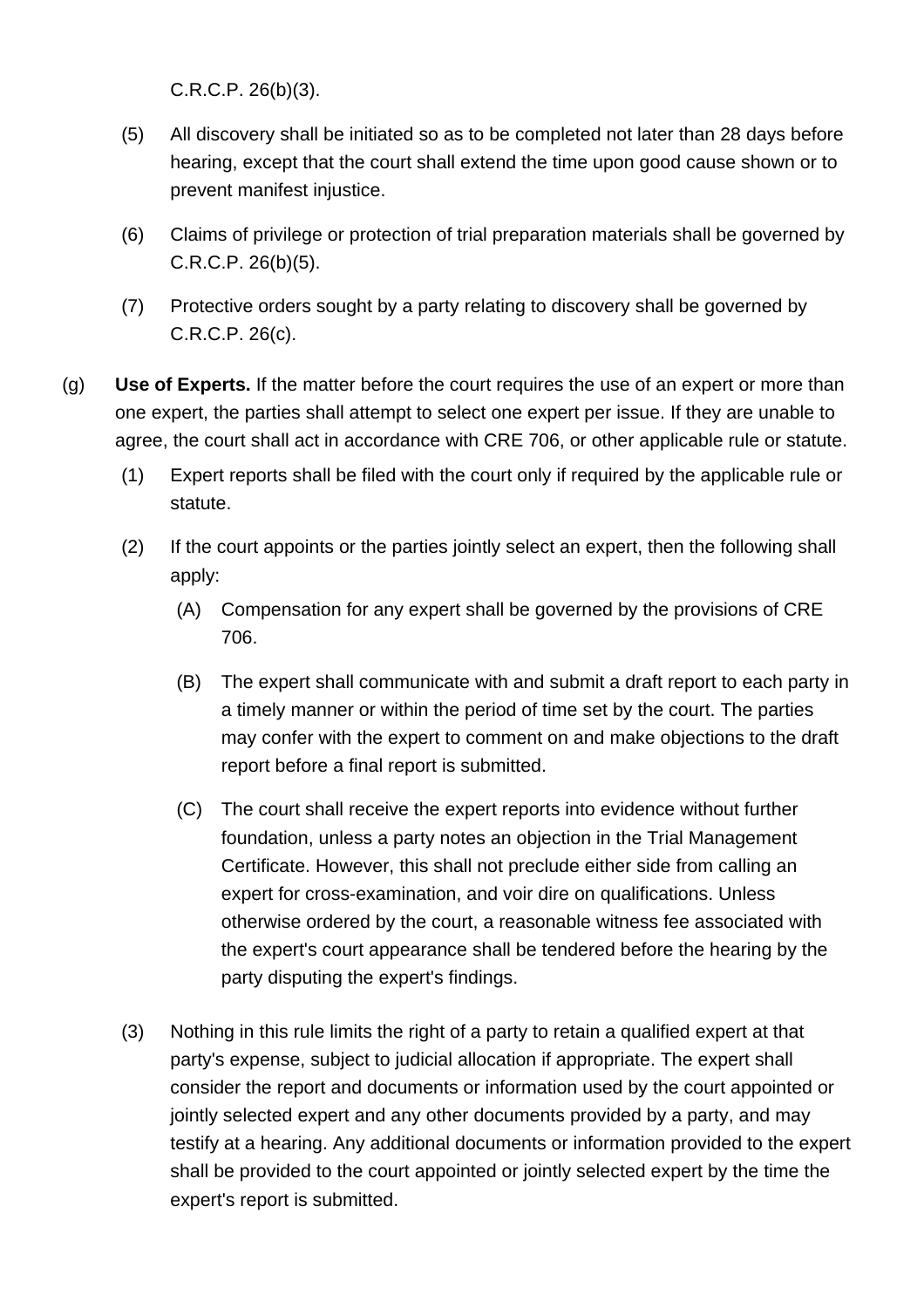C.R.C.P. 26(b)(3).

(5) All discovery shall be initiated so as to be completed not later than 28 days before hearing, except that the court shall extend the time upon good cause shown or to prevent manifest injustice.

(6) Claims of privilege or protection of trial preparation materials shall be governed by C.R.C.P. 26(b)(5).

(7) Protective orders sought by a party relating to discovery shall be governed by C.R.C.P. 26(c).

(g) **Use of Experts.** If the matter before the court requires the use of an expert or more than one expert, the parties shall attempt to select one expert per issue. If they are unable to agree, the court shall act in accordance with CRE 706, or other applicable rule or statute.

(1) Expert reports shall be filed with the court only if required by the applicable rule or statute.

(2) If the court appoints or the parties jointly select an expert, then the following shall apply:

(A) Compensation for any expert shall be governed by the provisions of CRE 706.

(B) The expert shall communicate with and submit a draft report to each party in a timely manner or within the period of time set by the court. The parties may confer with the expert to comment on and make objections to the draft report before a final report is submitted.

(C) The court shall receive the expert reports into evidence without further foundation, unless a party notes an objection in the Trial Management Certificate. However, this shall not preclude either side from calling an expert for cross-examination, and voir dire on qualifications. Unless otherwise ordered by the court, a reasonable witness fee associated with the expert's court appearance shall be tendered before the hearing by the party disputing the expert's findings.

(3) Nothing in this rule limits the right of a party to retain a qualified expert at that party's expense, subject to judicial allocation if appropriate. The expert shall consider the report and documents or information used by the court appointed or jointly selected expert and any other documents provided by a party, and may testify at a hearing. Any additional documents or information provided to the expert shall be provided to the court appointed or jointly selected expert by the time the expert's report is submitted.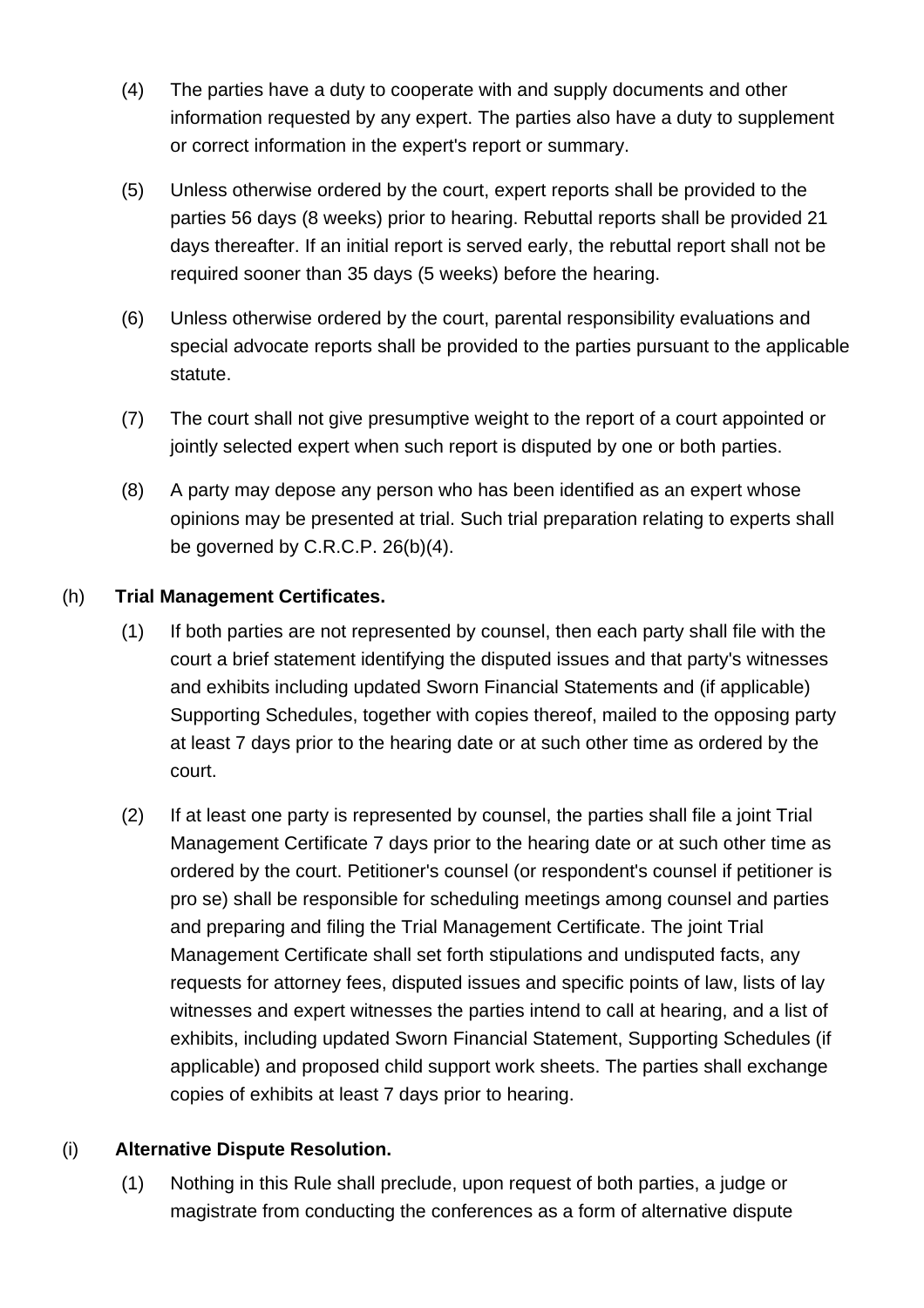(4) The parties have a duty to cooperate with and supply documents and other information requested by any expert. The parties also have a duty to supplement or correct information in the expert's report or summary.

(5) Unless otherwise ordered by the court, expert reports shall be provided to the parties 56 days (8 weeks) prior to hearing. Rebuttal reports shall be provided 21 days thereafter. If an initial report is served early, the rebuttal report shall not be required sooner than 35 days (5 weeks) before the hearing.

(6) Unless otherwise ordered by the court, parental responsibility evaluations and special advocate reports shall be provided to the parties pursuant to the applicable statute.

(7) The court shall not give presumptive weight to the report of a court appointed or jointly selected expert when such report is disputed by one or both parties.

(8) A party may depose any person who has been identified as an expert whose opinions may be presented at trial. Such trial preparation relating to experts shall be governed by C.R.C.P. 26(b)(4).

(h) **Trial Management Certificates.**

(1) If both parties are not represented by counsel, then each party shall file with the court a brief statement identifying the disputed issues and that party's witnesses and exhibits including updated Sworn Financial Statements and (if applicable) Supporting Schedules, together with copies thereof, mailed to the opposing party at least 7 days prior to the hearing date or at such other time as ordered by the court.

(2) If at least one party is represented by counsel, the parties shall file a joint Trial Management Certificate 7 days prior to the hearing date or at such other time as ordered by the court. Petitioner's counsel (or respondent's counsel if petitioner is pro se) shall be responsible for scheduling meetings among counsel and parties and preparing and filing the Trial Management Certificate. The joint Trial Management Certificate shall set forth stipulations and undisputed facts, any requests for attorney fees, disputed issues and specific points of law, lists of lay witnesses and expert witnesses the parties intend to call at hearing, and a list of exhibits, including updated Sworn Financial Statement, Supporting Schedules (if applicable) and proposed child support work sheets. The parties shall exchange copies of exhibits at least 7 days prior to hearing.

(i) **Alternative Dispute Resolution.**

(1) Nothing in this Rule shall preclude, upon request of both parties, a judge or magistrate from conducting the conferences as a form of alternative dispute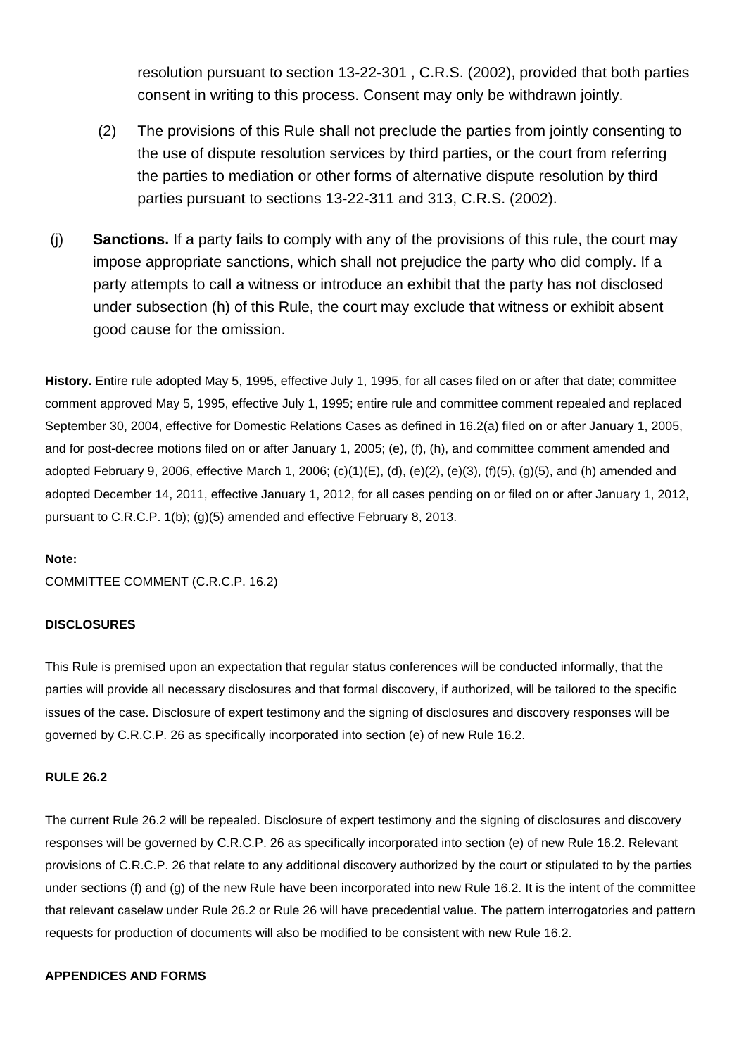resolution pursuant to section 13-22-301 , C.R.S. (2002), provided that both parties consent in writing to this process. Consent may only be withdrawn jointly.

(2) The provisions of this Rule shall not preclude the parties from jointly consenting to the use of dispute resolution services by third parties, or the court from referring the parties to mediation or other forms of alternative dispute resolution by third parties pursuant to sections 13-22-311 and 313, C.R.S. (2002).

(j) **Sanctions.** If a party fails to comply with any of the provisions of this rule, the court may impose appropriate sanctions, which shall not prejudice the party who did comply. If a party attempts to call a witness or introduce an exhibit that the party has not disclosed under subsection (h) of this Rule, the court may exclude that witness or exhibit absent good cause for the omission.

**History.** Entire rule adopted May 5, 1995, effective July 1, 1995, for all cases filed on or after that date; committee comment approved May 5, 1995, effective July 1, 1995; entire rule and committee comment repealed and replaced September 30, 2004, effective for Domestic Relations Cases as defined in 16.2(a) filed on or after January 1, 2005, and for post-decree motions filed on or after January 1, 2005; (e), (f), (h), and committee comment amended and adopted February 9, 2006, effective March 1, 2006; (c)(1)(E), (d), (e)(2), (e)(3), (f)(5), (g)(5), and (h) amended and adopted December 14, 2011, effective January 1, 2012, for all cases pending on or filed on or after January 1, 2012, pursuant to C.R.C.P. 1(b); (g)(5) amended and effective February 8, 2013.

**Note:**

COMMITTEE COMMENT (C.R.C.P. 16.2)

**DISCLOSURES**

This Rule is premised upon an expectation that regular status conferences will be conducted informally, that the parties will provide all necessary disclosures and that formal discovery, if authorized, will be tailored to the specific issues of the case. Disclosure of expert testimony and the signing of disclosures and discovery responses will be governed by C.R.C.P. 26 as specifically incorporated into section (e) of new Rule 16.2.

**RULE 26.2**

The current Rule 26.2 will be repealed. Disclosure of expert testimony and the signing of disclosures and discovery responses will be governed by C.R.C.P. 26 as specifically incorporated into section (e) of new Rule 16.2. Relevant provisions of C.R.C.P. 26 that relate to any additional discovery authorized by the court or stipulated to by the parties under sections (f) and (g) of the new Rule have been incorporated into new Rule 16.2. It is the intent of the committee that relevant caselaw under Rule 26.2 or Rule 26 will have precedential value. The pattern interrogatories and pattern requests for production of documents will also be modified to be consistent with new Rule 16.2.

**APPENDICES AND FORMS**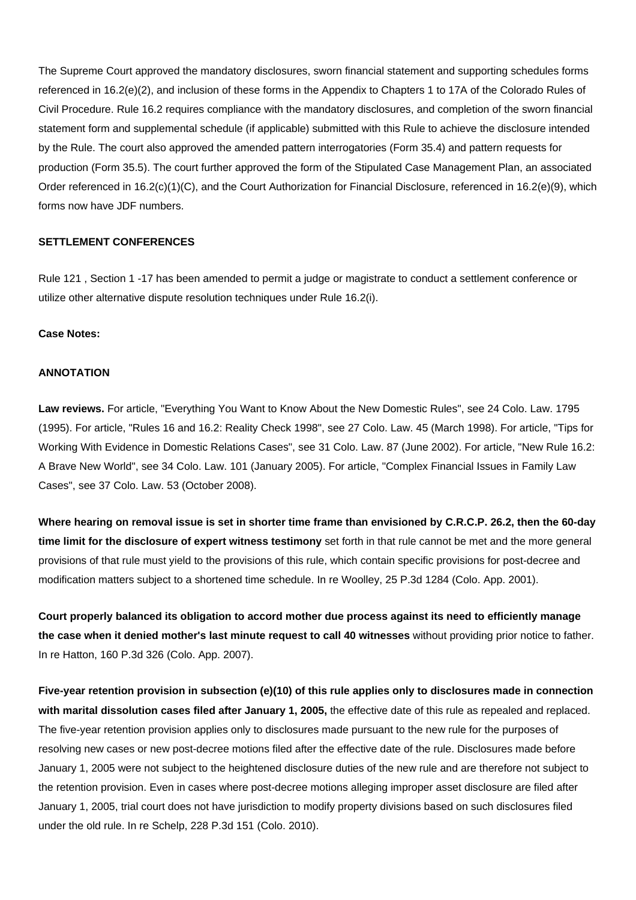The Supreme Court approved the mandatory disclosures, sworn financial statement and supporting schedules forms referenced in 16.2(e)(2), and inclusion of these forms in the Appendix to Chapters 1 to 17A of the Colorado Rules of Civil Procedure. Rule 16.2 requires compliance with the mandatory disclosures, and completion of the sworn financial statement form and supplemental schedule (if applicable) submitted with this Rule to achieve the disclosure intended by the Rule. The court also approved the amended pattern interrogatories (Form 35.4) and pattern requests for production (Form 35.5). The court further approved the form of the Stipulated Case Management Plan, an associated Order referenced in 16.2(c)(1)(C), and the Court Authorization for Financial Disclosure, referenced in 16.2(e)(9), which forms now have JDF numbers.

**SETTLEMENT CONFERENCES**

Rule 121 , Section 1 -17 has been amended to permit a judge or magistrate to conduct a settlement conference or utilize other alternative dispute resolution techniques under Rule 16.2(i).

**Case Notes:**

**ANNOTATION**

**Law reviews.** For article, "Everything You Want to Know About the New Domestic Rules", see 24 Colo. Law. 1795 (1995). For article, "Rules 16 and 16.2: Reality Check 1998", see 27 Colo. Law. 45 (March 1998). For article, "Tips for Working With Evidence in Domestic Relations Cases", see 31 Colo. Law. 87 (June 2002). For article, "New Rule 16.2: A Brave New World", see 34 Colo. Law. 101 (January 2005). For article, "Complex Financial Issues in Family Law Cases", see 37 Colo. Law. 53 (October 2008).

**Where hearing on removal issue is set in shorter time frame than envisioned by C.R.C.P. 26.2, then the 60-day time limit for the disclosure of expert witness testimony** set forth in that rule cannot be met and the more general provisions of that rule must yield to the provisions of this rule, which contain specific provisions for post-decree and modification matters subject to a shortened time schedule. In re Woolley, 25 P.3d 1284 (Colo. App. 2001).

**Court properly balanced its obligation to accord mother due process against its need to efficiently manage the case when it denied mother's last minute request to call 40 witnesses** without providing prior notice to father. In re Hatton, 160 P.3d 326 (Colo. App. 2007).

**Five-year retention provision in subsection (e)(10) of this rule applies only to disclosures made in connection with marital dissolution cases filed after January 1, 2005,** the effective date of this rule as repealed and replaced. The five-year retention provision applies only to disclosures made pursuant to the new rule for the purposes of resolving new cases or new post-decree motions filed after the effective date of the rule. Disclosures made before January 1, 2005 were not subject to the heightened disclosure duties of the new rule and are therefore not subject to the retention provision. Even in cases where post-decree motions alleging improper asset disclosure are filed after January 1, 2005, trial court does not have jurisdiction to modify property divisions based on such disclosures filed under the old rule. In re Schelp, 228 P.3d 151 (Colo. 2010).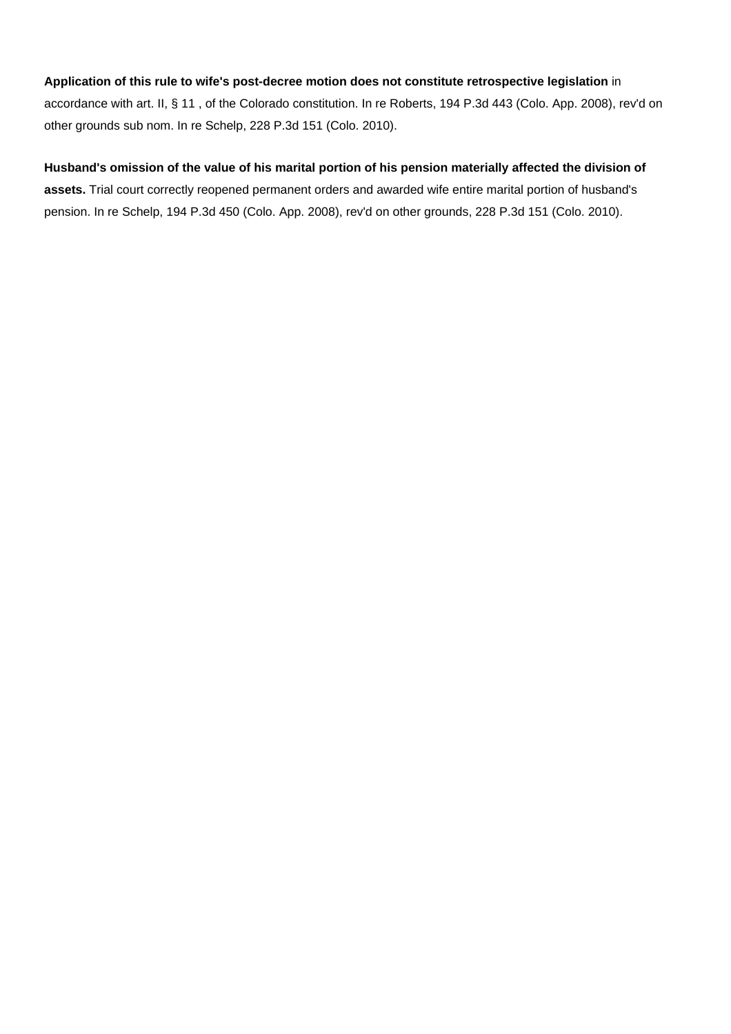**Application of this rule to wife's post-decree motion does not constitute retrospective legislation** in accordance with art. II, § 11 , of the Colorado constitution. In re Roberts, 194 P.3d 443 (Colo. App. 2008), rev'd on other grounds sub nom. In re Schelp, 228 P.3d 151 (Colo. 2010).

**Husband's omission of the value of his marital portion of his pension materially affected the division of assets.** Trial court correctly reopened permanent orders and awarded wife entire marital portion of husband's pension. In re Schelp, 194 P.3d 450 (Colo. App. 2008), rev'd on other grounds, 228 P.3d 151 (Colo. 2010).